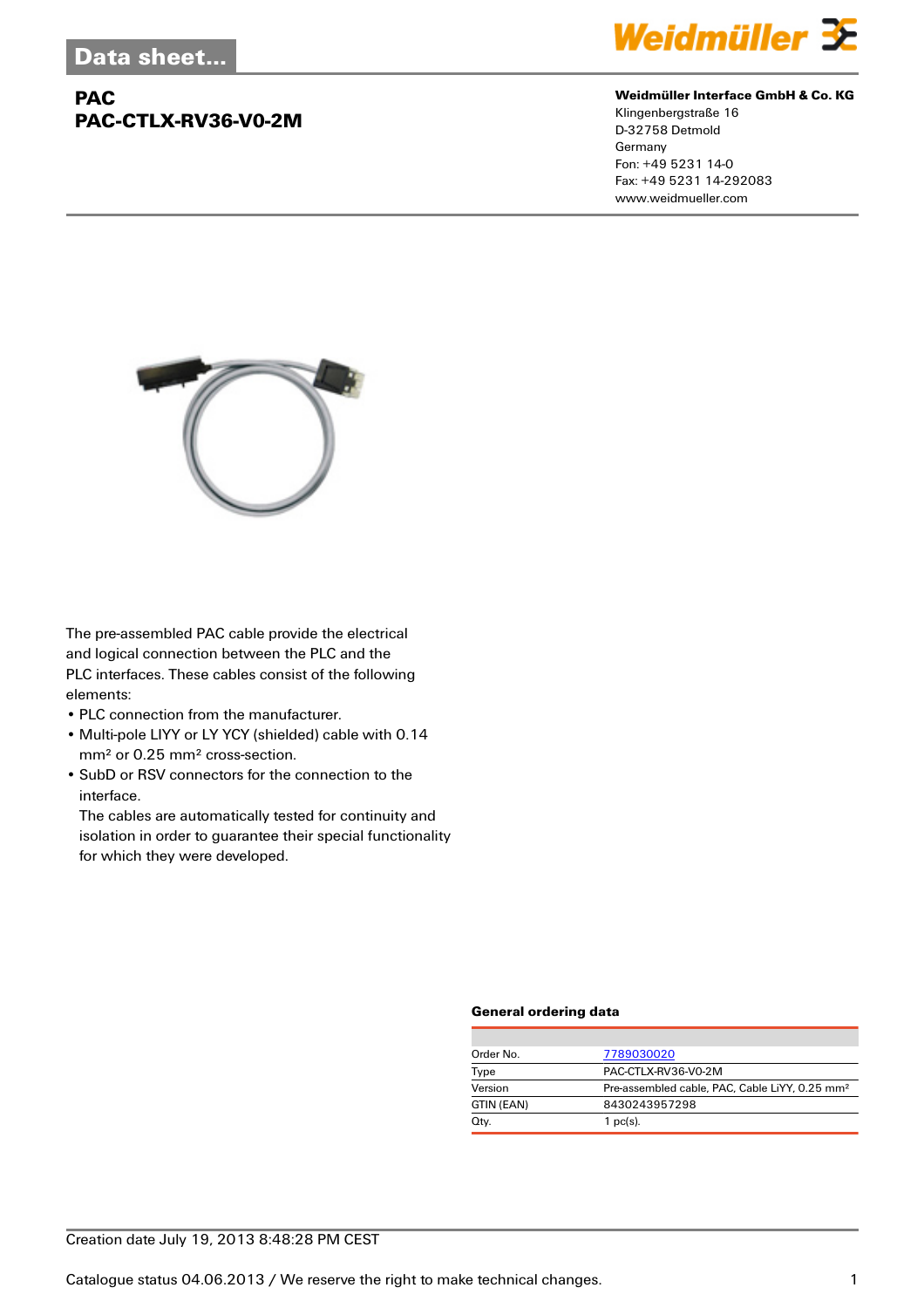Data sheet...

# PAC
# PAC-CTLX-RV36-V0-2M

**Weidmüller Interface GmbH & Co. KG**
Klingenbergstraße 16
D-32758 Detmold
Germany
Fon: +49 5231 14-0
Fax: +49 5231 14-292083
www.weidmueller.com

The pre-assembled PAC cable provide the electrical and logical connection between the PLC and the PLC interfaces. These cables consist of the following elements:

- PLC connection from the manufacturer.
- Multi-pole LIYY or LY YCY (shielded) cable with 0.14 mm² or 0.25 mm² cross-section.
- SubD or RSV connectors for the connection to the interface.
  The cables are automatically tested for continuity and isolation in order to guarantee their special functionality for which they were developed.

### General ordering data

| | |
|---|---|
| Order No. | 7789030020 |
| Type | PAC-CTLX-RV36-V0-2M |
| Version | Pre-assembled cable, PAC, Cable LiYY, 0.25 mm² |
| GTIN (EAN) | 8430243957298 |
| Qty. | 1 pc(s). |

Creation date July 19, 2013 8:48:28 PM CEST

Catalogue status 04.06.2013 / We reserve the right to make technical changes.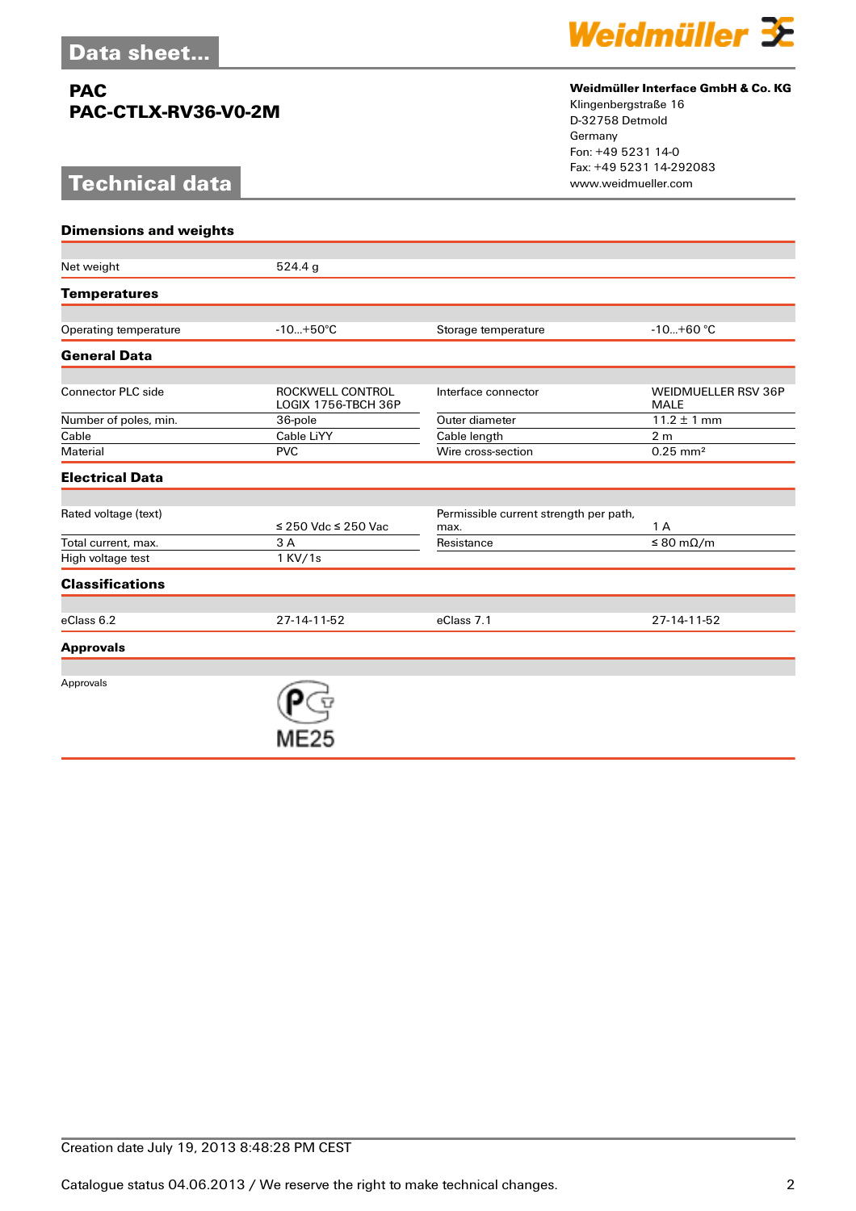Data sheet...

**PAC**
**PAC-CTLX-RV36-V0-2M**

**Weidmüller Interface GmbH & Co. KG**
Klingenbergstraße 16
D-32758 Detmold
Germany
Fon: +49 5231 14-0
Fax: +49 5231 14-292083
www.weidmueller.com

# Technical data

## Dimensions and weights

| | | | |
|---|---|---|---|
| Net weight | 524.4 g | | |

## Temperatures

| | | | |
|---|---|---|---|
| Operating temperature | -10...+50°C | Storage temperature | -10...+60 °C |

## General Data

| | | | |
|---|---|---|---|
| Connector PLC side | ROCKWELL CONTROL LOGIX 1756-TBCH 36P | Interface connector | WEIDMUELLER RSV 36P MALE |
| Number of poles, min. | 36-pole | Outer diameter | 11.2 ± 1 mm |
| Cable | Cable LiYY | Cable length | 2 m |
| Material | PVC | Wire cross-section | 0.25 mm² |

## Electrical Data

| | | | |
|---|---|---|---|
| Rated voltage (text) | ≤ 250 Vdc ≤ 250 Vac | Permissible current strength per path, max. | 1 A |
| Total current, max. | 3 A | Resistance | ≤ 80 mΩ/m |
| High voltage test | 1 KV/1s | | |

## Classifications

| | | | |
|---|---|---|---|
| eClass 6.2 | 27-14-11-52 | eClass 7.1 | 27-14-11-52 |

## Approvals

Approvals

ME25

Creation date July 19, 2013 8:48:28 PM CEST

Catalogue status 04.06.2013 / We reserve the right to make technical changes.